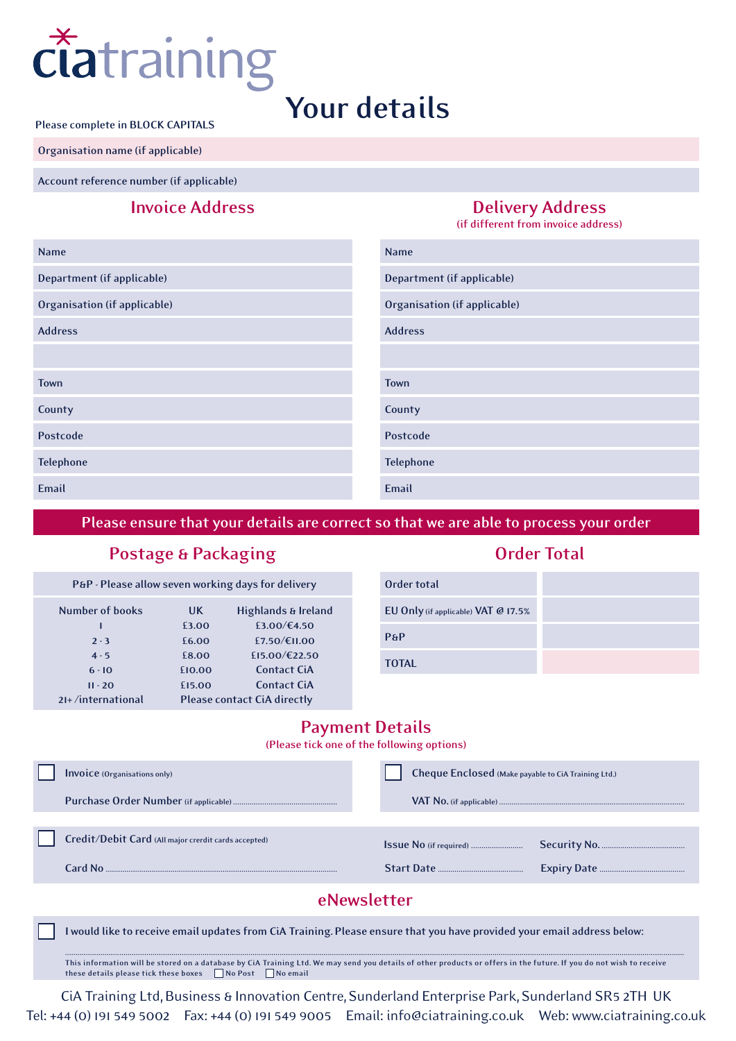# ciatraining

# Your details

Please complete in BLOCK CAPITALS

Organisation name (if applicable)

Account reference number (if applicable)

## Invoice Address

Name

Department (if applicable)

Organisation (if applicable)

Address

Town

County

Postcode

Telephone

Email

## Delivery Address

(if different from invoice address)

Name

Department (if applicable)

Organisation (if applicable)

Address

Town

County

Postcode

Telephone

Email

**Please ensure that your details are correct so that we are able to process your order**

## Postage & Packaging

P&P - Please allow seven working days for delivery

| Number of books | UK | Highlands & Ireland |
|---|---|---|
| 1 | £3.00 | £3.00/€4.50 |
| 2 - 3 | £6.00 | £7.50/€11.00 |
| 4 - 5 | £8.00 | £15.00/€22.50 |
| 6 - 10 | £10.00 | Contact CiA |
| 11 - 20 | £15.00 | Contact CiA |
| 21+ /international | Please contact CiA directly | |

## Order Total

| | |
|---|---|
| Order total | |
| EU Only (if applicable) VAT @ 17.5% | |
| P&P | |
| TOTAL | |

## Payment Details

(Please tick one of the following options)

☐ Invoice (Organisations only)

Purchase Order Number (if applicable) ..............................

☐ Cheque Enclosed (Make payable to CiA Training Ltd.)

VAT No. (if applicable) ..............................

☐ Credit/Debit Card (All major crerdit cards accepted)

Card No ..............................

Issue No (if required) .................... Security No. ....................

Start Date .................... Expiry Date ....................

## eNewsletter

☐ I would like to receive email updates from CiA Training. Please ensure that you have provided your email address below:

..............................

This information will be stored on a database by CiA Training Ltd. We may send you details of other products or offers in the future. If you do not wish to receive these details please tick these boxes ☐ No Post ☐ No email

CiA Training Ltd, Business & Innovation Centre, Sunderland Enterprise Park, Sunderland SR5 2TH UK

Tel: +44 (0) 191 549 5002 Fax: +44 (0) 191 549 9005 Email: info@ciatraining.co.uk Web: www.ciatraining.co.uk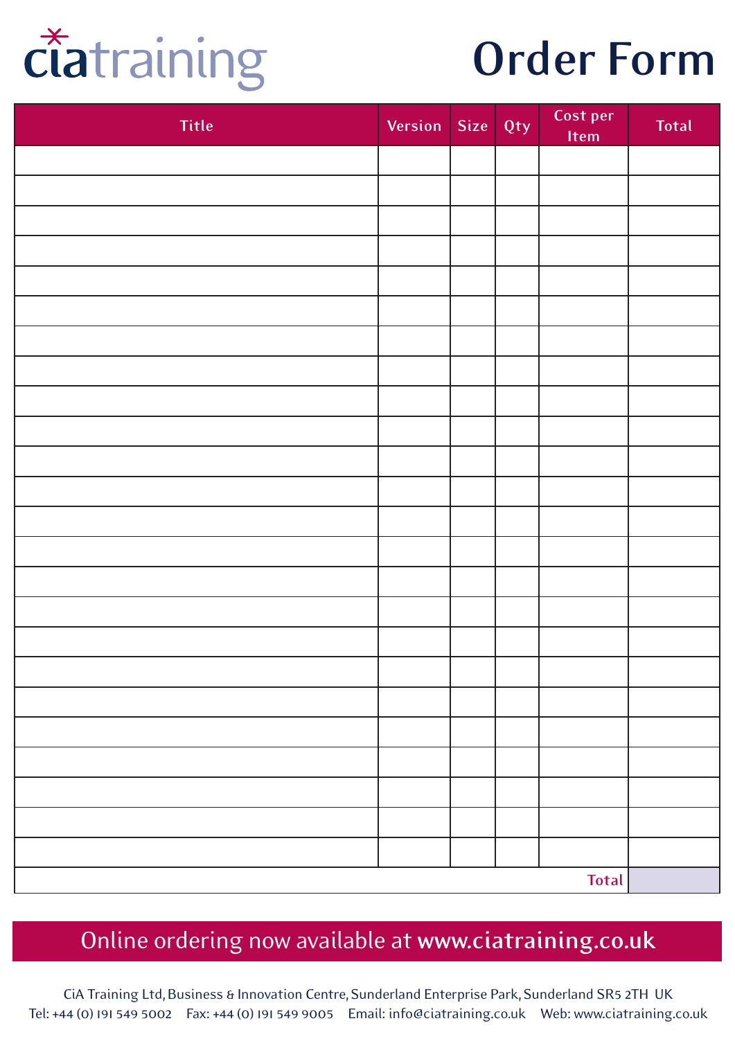# ciatraining

# Order Form

| Title | Version | Size | Qty | Cost per Item | Total |
|---|---|---|---|---|---|
| | | | | | |
| | | | | | |
| | | | | | |
| | | | | | |
| | | | | | |
| | | | | | |
| | | | | | |
| | | | | | |
| | | | | | |
| | | | | | |
| | | | | | |
| | | | | | |
| | | | | | |
| | | | | | |
| | | | | | |
| | | | | | |
| | | | | | |
| | | | | | |
| | | | | | |
| | | | | | |
| | | | | | |
| | | | | | |
| | | | | | |
| | | | | | |
| | | | | Total | |

Online ordering now available at **www.ciatraining.co.uk**

CiA Training Ltd, Business & Innovation Centre, Sunderland Enterprise Park, Sunderland SR5 2TH UK
Tel: +44 (0) 191 549 5002 Fax: +44 (0) 191 549 9005 Email: info@ciatraining.co.uk Web: www.ciatraining.co.uk